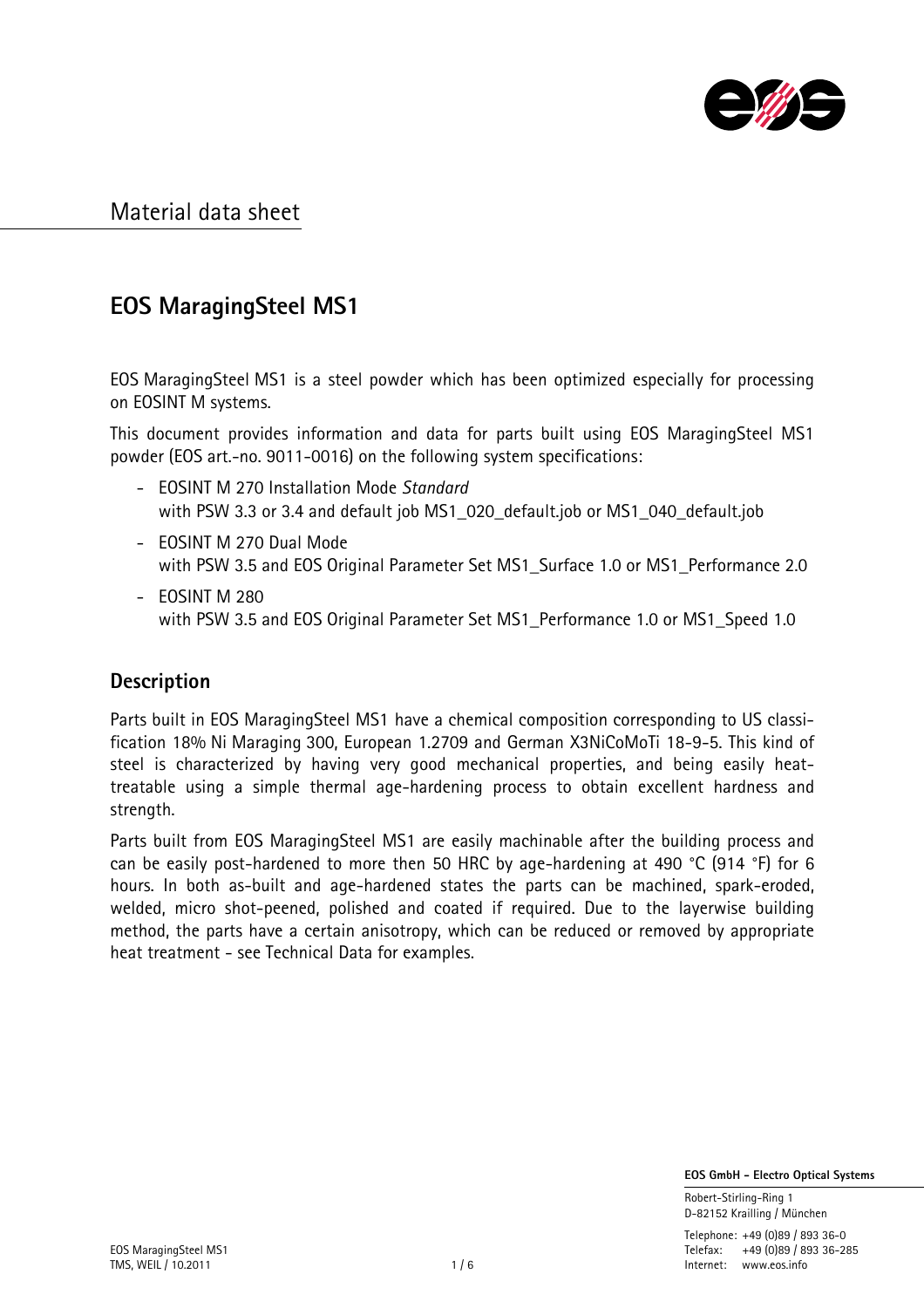Material data sheet

# EOS MaragingSteel MS1

EOS MaragingSteel MS1 is a steel powder which has been optimized especially for processing on EOSINT M systems.

This document provides information and data for parts built using EOS MaragingSteel MS1 powder (EOS art.-no. 9011-0016) on the following system specifications:

- EOSINT M 270 Installation Mode *Standard*
  with PSW 3.3 or 3.4 and default job MS1_020_default.job or MS1_040_default.job
- EOSINT M 270 Dual Mode
  with PSW 3.5 and EOS Original Parameter Set MS1_Surface 1.0 or MS1_Performance 2.0
- EOSINT M 280
  with PSW 3.5 and EOS Original Parameter Set MS1_Performance 1.0 or MS1_Speed 1.0

## Description

Parts built in EOS MaragingSteel MS1 have a chemical composition corresponding to US classification 18% Ni Maraging 300, European 1.2709 and German X3NiCoMoTi 18-9-5. This kind of steel is characterized by having very good mechanical properties, and being easily heat-treatable using a simple thermal age-hardening process to obtain excellent hardness and strength.

Parts built from EOS MaragingSteel MS1 are easily machinable after the building process and can be easily post-hardened to more then 50 HRC by age-hardening at 490 °C (914 °F) for 6 hours. In both as-built and age-hardened states the parts can be machined, spark-eroded, welded, micro shot-peened, polished and coated if required. Due to the layerwise building method, the parts have a certain anisotropy, which can be reduced or removed by appropriate heat treatment - see Technical Data for examples.

**EOS GmbH - Electro Optical Systems**

Robert-Stirling-Ring 1
D-82152 Krailling / München

Telephone: +49 (0)89 / 893 36-0
Telefax: +49 (0)89 / 893 36-285
Internet: www.eos.info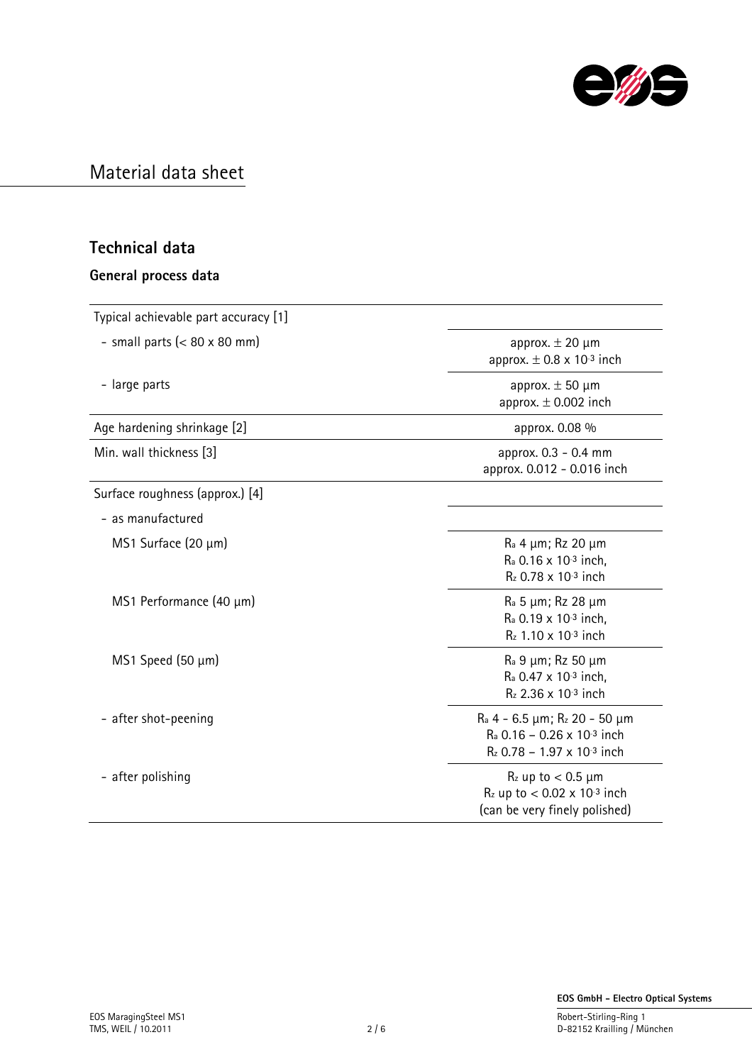# Material data sheet

## Technical data

### General process data

| | |
|---|---|
| Typical achievable part accuracy [1] | |
| - small parts (< 80 x 80 mm) | approx. ± 20 µm<br>approx. ± 0.8 x $10^{-3}$ inch |
| - large parts | approx. ± 50 µm<br>approx. ± 0.002 inch |
| Age hardening shrinkage [2] | approx. 0.08 % |
| Min. wall thickness [3] | approx. 0.3 - 0.4 mm<br>approx. 0.012 - 0.016 inch |
| Surface roughness (approx.) [4] | |
| - as manufactured | |
| MS1 Surface (20 µm) | $R_a$ 4 µm; Rz 20 µm<br>$R_a$ 0.16 x $10^{-3}$ inch,<br>$R_z$ 0.78 x $10^{-3}$ inch |
| MS1 Performance (40 µm) | $R_a$ 5 µm; Rz 28 µm<br>$R_a$ 0.19 x $10^{-3}$ inch,<br>$R_z$ 1.10 x $10^{-3}$ inch |
| MS1 Speed (50 µm) | $R_a$ 9 µm; Rz 50 µm<br>$R_a$ 0.47 x $10^{-3}$ inch,<br>$R_z$ 2.36 x $10^{-3}$ inch |
| - after shot-peening | $R_a$ 4 - 6.5 µm; $R_z$ 20 - 50 µm<br>$R_a$ 0.16 – 0.26 x $10^{-3}$ inch<br>$R_z$ 0.78 – 1.97 x $10^{-3}$ inch |
| - after polishing | $R_z$ up to < 0.5 µm<br>$R_z$ up to < 0.02 x $10^{-3}$ inch<br>(can be very finely polished) |

EOS MaragingSteel MS1
TMS, WEIL / 10.2011

EOS GmbH - Electro Optical Systems
Robert-Stirling-Ring 1
D-82152 Krailling / München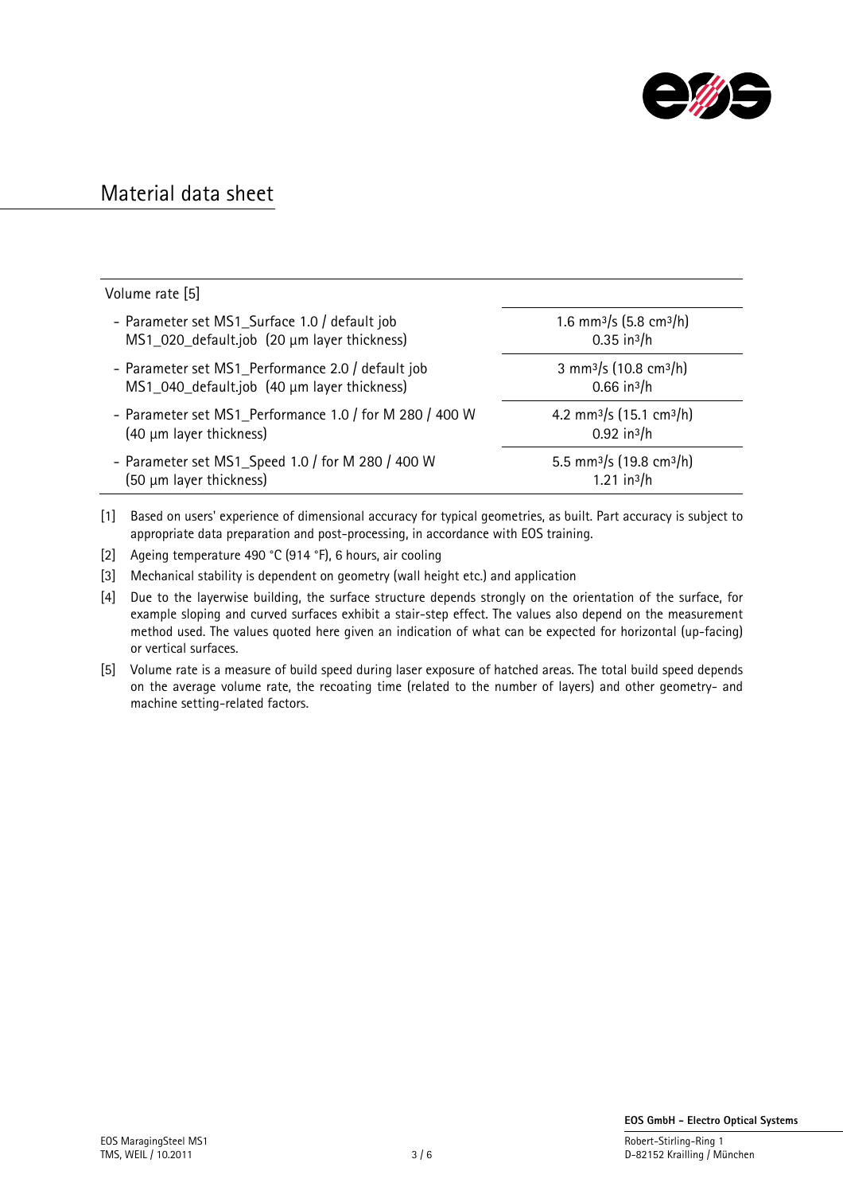## Material data sheet

| Volume rate [5] | |
|---|---|
| - Parameter set MS1_Surface 1.0 / default job MS1_020_default.job (20 µm layer thickness) | 1.6 $mm^3/s$ (5.8 $cm^3/h$) 0.35 $in^3/h$ |
| - Parameter set MS1_Performance 2.0 / default job MS1_040_default.job (40 µm layer thickness) | 3 $mm^3/s$ (10.8 $cm^3/h$) 0.66 $in^3/h$ |
| - Parameter set MS1_Performance 1.0 / for M 280 / 400 W (40 µm layer thickness) | 4.2 $mm^3/s$ (15.1 $cm^3/h$) 0.92 $in^3/h$ |
| - Parameter set MS1_Speed 1.0 / for M 280 / 400 W (50 µm layer thickness) | 5.5 $mm^3/s$ (19.8 $cm^3/h$) 1.21 $in^3/h$ |

[1] Based on users' experience of dimensional accuracy for typical geometries, as built. Part accuracy is subject to appropriate data preparation and post-processing, in accordance with EOS training.

[2] Ageing temperature 490 °C (914 °F), 6 hours, air cooling

[3] Mechanical stability is dependent on geometry (wall height etc.) and application

[4] Due to the layerwise building, the surface structure depends strongly on the orientation of the surface, for example sloping and curved surfaces exhibit a stair-step effect. The values also depend on the measurement method used. The values quoted here given an indication of what can be expected for horizontal (up-facing) or vertical surfaces.

[5] Volume rate is a measure of build speed during laser exposure of hatched areas. The total build speed depends on the average volume rate, the recoating time (related to the number of layers) and other geometry- and machine setting-related factors.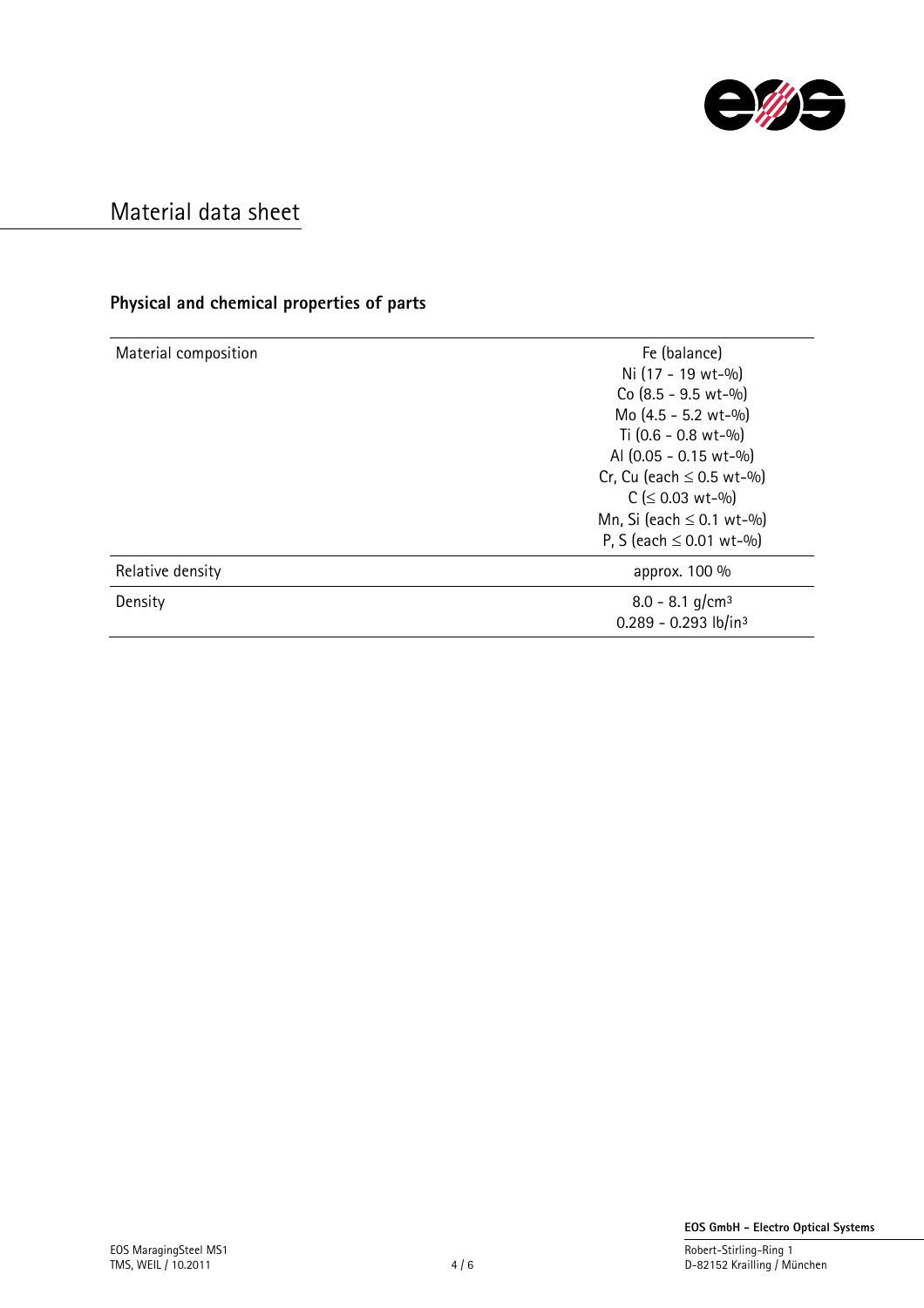# Material data sheet

## Physical and chemical properties of parts

| | |
|---|---|
| Material composition | Fe (balance)<br>Ni (17 - 19 wt-%)<br>Co (8.5 - 9.5 wt-%)<br>Mo (4.5 - 5.2 wt-%)<br>Ti (0.6 - 0.8 wt-%)<br>Al (0.05 - 0.15 wt-%)<br>Cr, Cu (each ≤ 0.5 wt-%)<br>C (≤ 0.03 wt-%)<br>Mn, Si (each ≤ 0.1 wt-%)<br>P, S (each ≤ 0.01 wt-%) |
| Relative density | approx. 100 % |
| Density | 8.0 - 8.1 g/cm$^3$<br>0.289 - 0.293 lb/in$^3$ |

EOS MaragingSteel MS1
TMS, WEIL / 10.2011

**EOS GmbH - Electro Optical Systems**
Robert-Stirling-Ring 1
D-82152 Krailling / München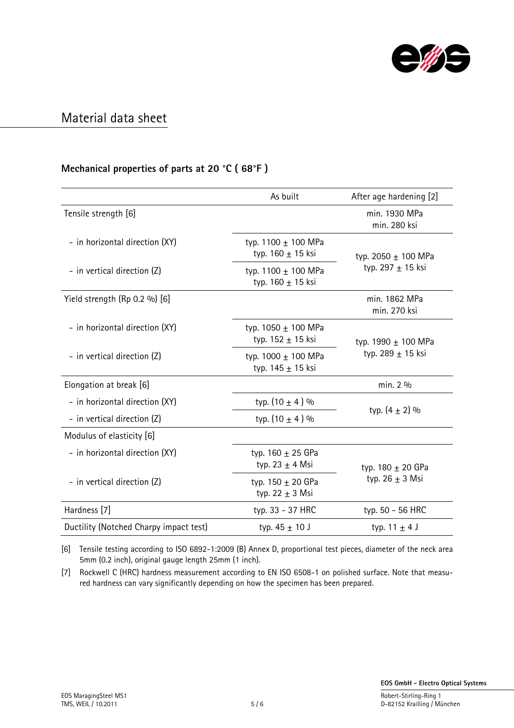# Material data sheet

## Mechanical properties of parts at 20 °C ( 68°F )

| | As built | After age hardening [2] |
|---|---|---|
| Tensile strength [6] | | min. 1930 MPa<br>min. 280 ksi |
| - in horizontal direction (XY) | typ. 1100 ± 100 MPa<br>typ. 160 ± 15 ksi | typ. 2050 ± 100 MPa<br>typ. 297 ± 15 ksi |
| - in vertical direction (Z) | typ. 1100 ± 100 MPa<br>typ. 160 ± 15 ksi | |
| Yield strength (Rp 0.2 %) [6] | | min. 1862 MPa<br>min. 270 ksi |
| - in horizontal direction (XY) | typ. 1050 ± 100 MPa<br>typ. 152 ± 15 ksi | typ. 1990 ± 100 MPa<br>typ. 289 ± 15 ksi |
| - in vertical direction (Z) | typ. 1000 ± 100 MPa<br>typ. 145 ± 15 ksi | |
| Elongation at break [6] | | min. 2 % |
| - in horizontal direction (XY) | typ. (10 ± 4 ) % | typ. (4 ± 2) % |
| - in vertical direction (Z) | typ. (10 ± 4 ) % | |
| Modulus of elasticity [6] | | |
| - in horizontal direction (XY) | typ. 160 ± 25 GPa<br>typ. 23 ± 4 Msi | typ. 180 ± 20 GPa<br>typ. 26 ± 3 Msi |
| - in vertical direction (Z) | typ. 150 ± 20 GPa<br>typ. 22 ± 3 Msi | |
| Hardness [7] | typ. 33 - 37 HRC | typ. 50 - 56 HRC |
| Ductility (Notched Charpy impact test) | typ. 45 ± 10 J | typ. 11 ± 4 J |

[6] Tensile testing according to ISO 6892-1:2009 (B) Annex D, proportional test pieces, diameter of the neck area 5mm (0.2 inch), original gauge length 25mm (1 inch).

[7] Rockwell C (HRC) hardness measurement according to EN ISO 6508-1 on polished surface. Note that measured hardness can vary significantly depending on how the specimen has been prepared.

EOS MaragingSteel MS1
TMS, WEIL / 10.2011

**EOS GmbH - Electro Optical Systems**
Robert-Stirling-Ring 1
D-82152 Krailling / München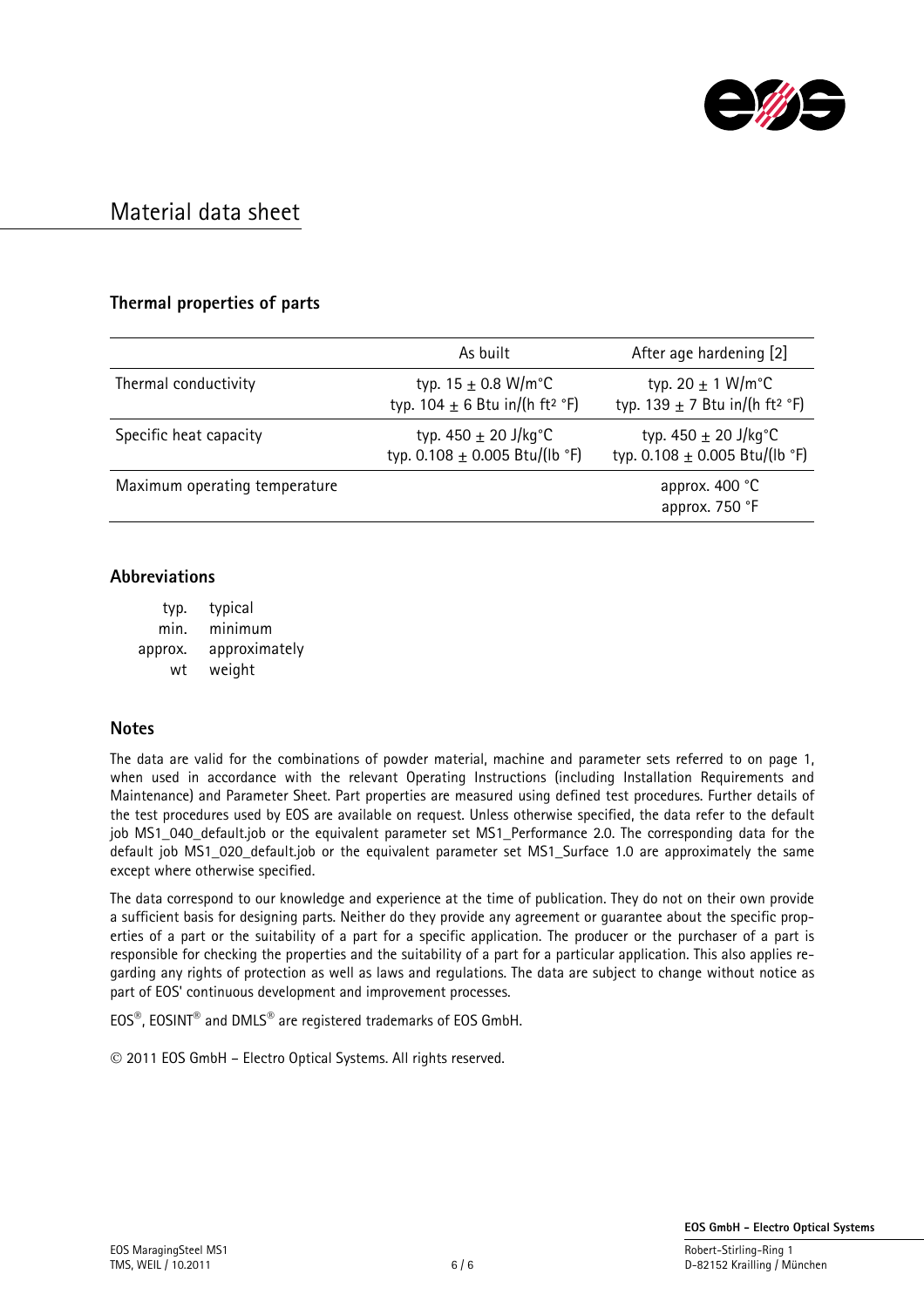# Material data sheet

## Thermal properties of parts

| | As built | After age hardening [2] |
|---|---|---|
| Thermal conductivity | typ. 15 ± 0.8 W/m°C<br>typ. 104 ± 6 Btu in/(h ft² °F) | typ. 20 ± 1 W/m°C<br>typ. 139 ± 7 Btu in/(h ft² °F) |
| Specific heat capacity | typ. 450 ± 20 J/kg°C<br>typ. 0.108 ± 0.005 Btu/(lb °F) | typ. 450 ± 20 J/kg°C<br>typ. 0.108 ± 0.005 Btu/(lb °F) |
| Maximum operating temperature | | approx. 400 °C<br>approx. 750 °F |

## Abbreviations

| | |
|---|---|
| typ. | typical |
| min. | minimum |
| approx. | approximately |
| wt | weight |

## Notes

The data are valid for the combinations of powder material, machine and parameter sets referred to on page 1, when used in accordance with the relevant Operating Instructions (including Installation Requirements and Maintenance) and Parameter Sheet. Part properties are measured using defined test procedures. Further details of the test procedures used by EOS are available on request. Unless otherwise specified, the data refer to the default job MS1_040_default.job or the equivalent parameter set MS1_Performance 2.0. The corresponding data for the default job MS1_020_default.job or the equivalent parameter set MS1_Surface 1.0 are approximately the same except where otherwise specified.

The data correspond to our knowledge and experience at the time of publication. They do not on their own provide a sufficient basis for designing parts. Neither do they provide any agreement or guarantee about the specific properties of a part or the suitability of a part for a specific application. The producer or the purchaser of a part is responsible for checking the properties and the suitability of a part for a particular application. This also applies regarding any rights of protection as well as laws and regulations. The data are subject to change without notice as part of EOS' continuous development and improvement processes.

EOS®, EOSINT® and DMLS® are registered trademarks of EOS GmbH.

© 2011 EOS GmbH – Electro Optical Systems. All rights reserved.

EOS MaragingSteel MS1
TMS, WEIL / 10.2011

**EOS GmbH - Electro Optical Systems**
Robert-Stirling-Ring 1
D-82152 Krailling / München